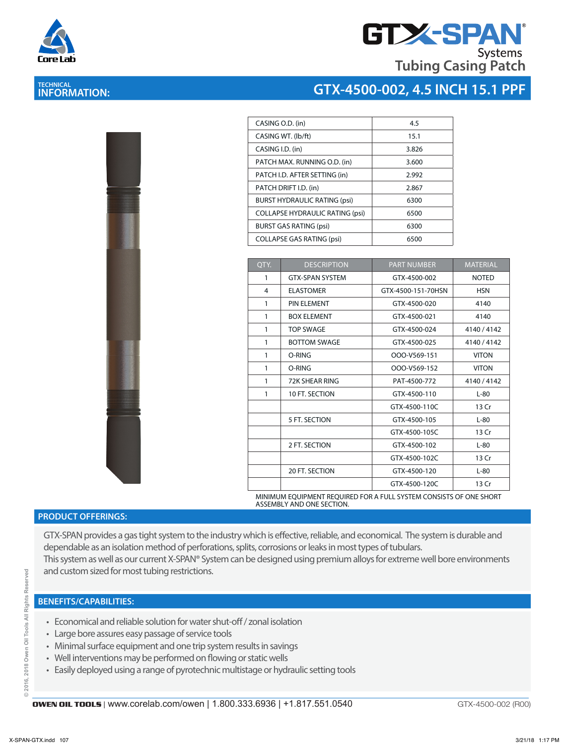# GTX-SPAN® Systems Tubing Casing Patch

## TECHNICAL INFORMATION: GTX-4500-002, 4.5 INCH 15.1 PPF

| | |
|---|---|
| CASING O.D. (in) | 4.5 |
| CASING WT. (lb/ft) | 15.1 |
| CASING I.D. (in) | 3.826 |
| PATCH MAX. RUNNING O.D. (in) | 3.600 |
| PATCH I.D. AFTER SETTING (in) | 2.992 |
| PATCH DRIFT I.D. (in) | 2.867 |
| BURST HYDRAULIC RATING (psi) | 6300 |
| COLLAPSE HYDRAULIC RATING (psi) | 6500 |
| BURST GAS RATING (psi) | 6300 |
| COLLAPSE GAS RATING (psi) | 6500 |

| QTY. | DESCRIPTION | PART NUMBER | MATERIAL |
|---|---|---|---|
| 1 | GTX-SPAN SYSTEM | GTX-4500-002 | NOTED |
| 4 | ELASTOMER | GTX-4500-151-70HSN | HSN |
| 1 | PIN ELEMENT | GTX-4500-020 | 4140 |
| 1 | BOX ELEMENT | GTX-4500-021 | 4140 |
| 1 | TOP SWAGE | GTX-4500-024 | 4140 / 4142 |
| 1 | BOTTOM SWAGE | GTX-4500-025 | 4140 / 4142 |
| 1 | O-RING | OOO-V569-151 | VITON |
| 1 | O-RING | OOO-V569-152 | VITON |
| 1 | 72K SHEAR RING | PAT-4500-772 | 4140 / 4142 |
| 1 | 10 FT. SECTION | GTX-4500-110 | L-80 |
| | | GTX-4500-110C | 13 Cr |
| | 5 FT. SECTION | GTX-4500-105 | L-80 |
| | | GTX-4500-105C | 13 Cr |
| | 2 FT. SECTION | GTX-4500-102 | L-80 |
| | | GTX-4500-102C | 13 Cr |
| | 20 FT. SECTION | GTX-4500-120 | L-80 |
| | | GTX-4500-120C | 13 Cr |

MINIMUM EQUIPMENT REQUIRED FOR A FULL SYSTEM CONSISTS OF ONE SHORT ASSEMBLY AND ONE SECTION.

## PRODUCT OFFERINGS:

GTX-SPAN provides a gas tight system to the industry which is effective, reliable, and economical. The system is durable and dependable as an isolation method of perforations, splits, corrosions or leaks in most types of tubulars.
This system as well as our current X-SPAN® System can be designed using premium alloys for extreme well bore environments and custom sized for most tubing restrictions.

## BENEFITS/CAPABILITIES:

- Economical and reliable solution for water shut-off / zonal isolation
- Large bore assures easy passage of service tools
- Minimal surface equipment and one trip system results in savings
- Well interventions may be performed on flowing or static wells
- Easily deployed using a range of pyrotechnic multistage or hydraulic setting tools

**OWEN OIL TOOLS** | www.corelab.com/owen | 1.800.333.6936 | +1.817.551.0540 GTX-4500-002 (R00)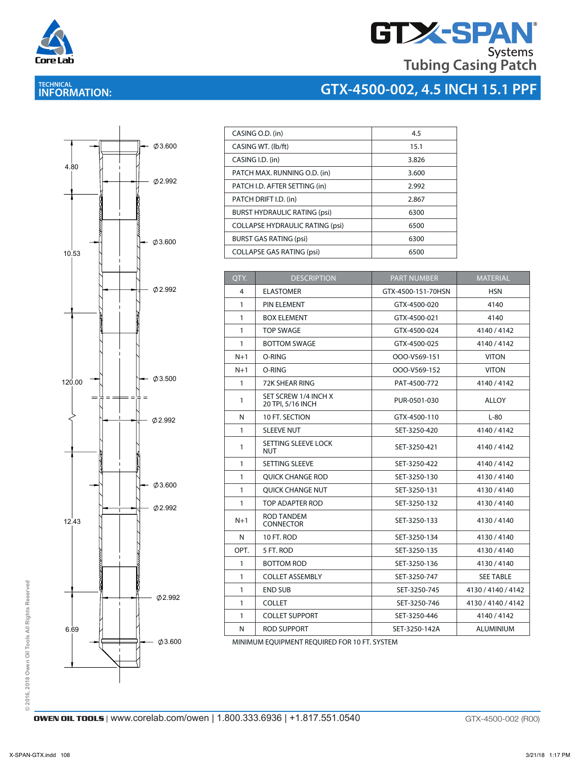# GTX-SPAN Systems Tubing Casing Patch

## TECHNICAL INFORMATION:

## GTX-4500-002, 4.5 INCH 15.1 PPF

4.80

Ø3.600

Ø2.992

10.53

Ø3.600

Ø2.992

120.00

Ø3.500

Ø2.992

Ø3.600

Ø2.992

12.43

Ø2.992

6.69

Ø3.600

| | |
|---|---|
| CASING O.D. (in) | 4.5 |
| CASING WT. (lb/ft) | 15.1 |
| CASING I.D. (in) | 3.826 |
| PATCH MAX. RUNNING O.D. (in) | 3.600 |
| PATCH I.D. AFTER SETTING (in) | 2.992 |
| PATCH DRIFT I.D. (in) | 2.867 |
| BURST HYDRAULIC RATING (psi) | 6300 |
| COLLAPSE HYDRAULIC RATING (psi) | 6500 |
| BURST GAS RATING (psi) | 6300 |
| COLLAPSE GAS RATING (psi) | 6500 |

| QTY. | DESCRIPTION | PART NUMBER | MATERIAL |
|---|---|---|---|
| 4 | ELASTOMER | GTX-4500-151-70HSN | HSN |
| 1 | PIN ELEMENT | GTX-4500-020 | 4140 |
| 1 | BOX ELEMENT | GTX-4500-021 | 4140 |
| 1 | TOP SWAGE | GTX-4500-024 | 4140 / 4142 |
| 1 | BOTTOM SWAGE | GTX-4500-025 | 4140 / 4142 |
| N+1 | O-RING | OOO-V569-151 | VITON |
| N+1 | O-RING | OOO-V569-152 | VITON |
| 1 | 72K SHEAR RING | PAT-4500-772 | 4140 / 4142 |
| 1 | SET SCREW 1/4 INCH X 20 TPI, 5/16 INCH | PUR-0501-030 | ALLOY |
| N | 10 FT. SECTION | GTX-4500-110 | L-80 |
| 1 | SLEEVE NUT | SET-3250-420 | 4140 / 4142 |
| 1 | SETTING SLEEVE LOCK NUT | SET-3250-421 | 4140 / 4142 |
| 1 | SETTING SLEEVE | SET-3250-422 | 4140 / 4142 |
| 1 | QUICK CHANGE ROD | SET-3250-130 | 4130 / 4140 |
| 1 | QUICK CHANGE NUT | SET-3250-131 | 4130 / 4140 |
| 1 | TOP ADAPTER ROD | SET-3250-132 | 4130 / 4140 |
| N+1 | ROD TANDEM CONNECTOR | SET-3250-133 | 4130 / 4140 |
| N | 10 FT. ROD | SET-3250-134 | 4130 / 4140 |
| OPT. | 5 FT. ROD | SET-3250-135 | 4130 / 4140 |
| 1 | BOTTOM ROD | SET-3250-136 | 4130 / 4140 |
| 1 | COLLET ASSEMBLY | SET-3250-747 | SEE TABLE |
| 1 | END SUB | SET-3250-745 | 4130 / 4140 / 4142 |
| 1 | COLLET | SET-3250-746 | 4130 / 4140 / 4142 |
| 1 | COLLET SUPPORT | SET-3250-446 | 4140 / 4142 |
| N | ROD SUPPORT | SET-3250-142A | ALUMINIUM |

MINIMUM EQUIPMENT REQUIRED FOR 10 FT. SYSTEM

© 2016, 2018 Owen Oil Tools All Rights Reserved

**OWEN OIL TOOLS** | www.corelab.com/owen | 1.800.333.6936 | +1.817.551.0540

GTX-4500-002 (R00)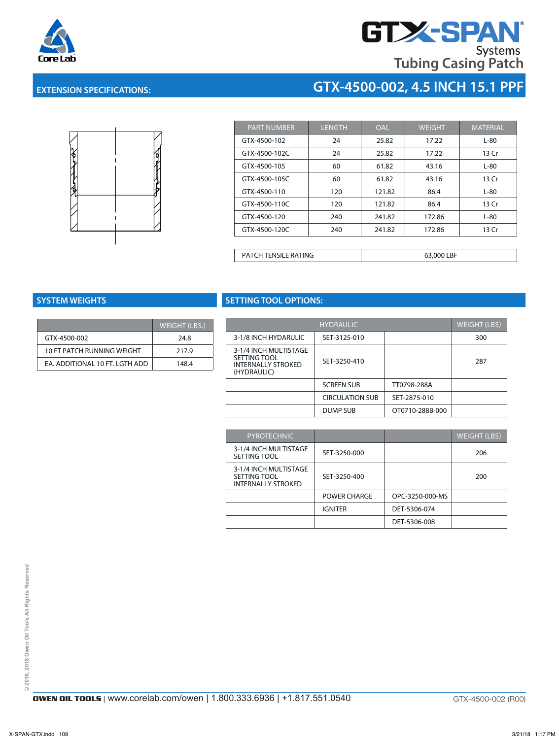GTX-SPAN® Systems
Tubing Casing Patch

## EXTENSION SPECIFICATIONS:

## GTX-4500-002, 4.5 INCH 15.1 PPF

| PART NUMBER | LENGTH | OAL | WEIGHT | MATERIAL |
|---|---|---|---|---|
| GTX-4500-102 | 24 | 25.82 | 17.22 | L-80 |
| GTX-4500-102C | 24 | 25.82 | 17.22 | 13 Cr |
| GTX-4500-105 | 60 | 61.82 | 43.16 | L-80 |
| GTX-4500-105C | 60 | 61.82 | 43.16 | 13 Cr |
| GTX-4500-110 | 120 | 121.82 | 86.4 | L-80 |
| GTX-4500-110C | 120 | 121.82 | 86.4 | 13 Cr |
| GTX-4500-120 | 240 | 241.82 | 172.86 | L-80 |
| GTX-4500-120C | 240 | 241.82 | 172.86 | 13 Cr |

| | |
|---|---|
| PATCH TENSILE RATING | 63,000 LBF |

## SYSTEM WEIGHTS

| | WEIGHT (LBS.) |
|---|---|
| GTX-4500-002 | 24.8 |
| 10 FT PATCH RUNNING WEIGHT | 217.9 |
| EA. ADDITIONAL 10 FT. LGTH ADD | 148.4 |

## SETTING TOOL OPTIONS:

| HYDRAULIC | | | WEIGHT (LBS) |
|---|---|---|---|
| 3-1/8 INCH HYDARULIC | SET-3125-010 | | 300 |
| 3-1/4 INCH MULTISTAGE SETTING TOOL INTERNALLY STROKED (HYDRAULIC) | SET-3250-410 | | 287 |
| | SCREEN SUB | TT0798-288A | |
| | CIRCULATION SUB | SET-2875-010 | |
| | DUMP SUB | OT0710-288B-000 | |

| PYROTECHNIC | | | WEIGHT (LBS) |
|---|---|---|---|
| 3-1/4 INCH MULTISTAGE SETTING TOOL | SET-3250-000 | | 206 |
| 3-1/4 INCH MULTISTAGE SETTING TOOL INTERNALLY STROKED | SET-3250-400 | | 200 |
| | POWER CHARGE | OPC-3250-000-MS | |
| | IGNITER | DET-5306-074 | |
| | | DET-5306-008 | |

© 2016, 2018 Owen Oil Tools All Rights Reserved

**OWEN OIL TOOLS** | www.corelab.com/owen | 1.800.333.6936 | +1.817.551.0540 GTX-4500-002 (R00)